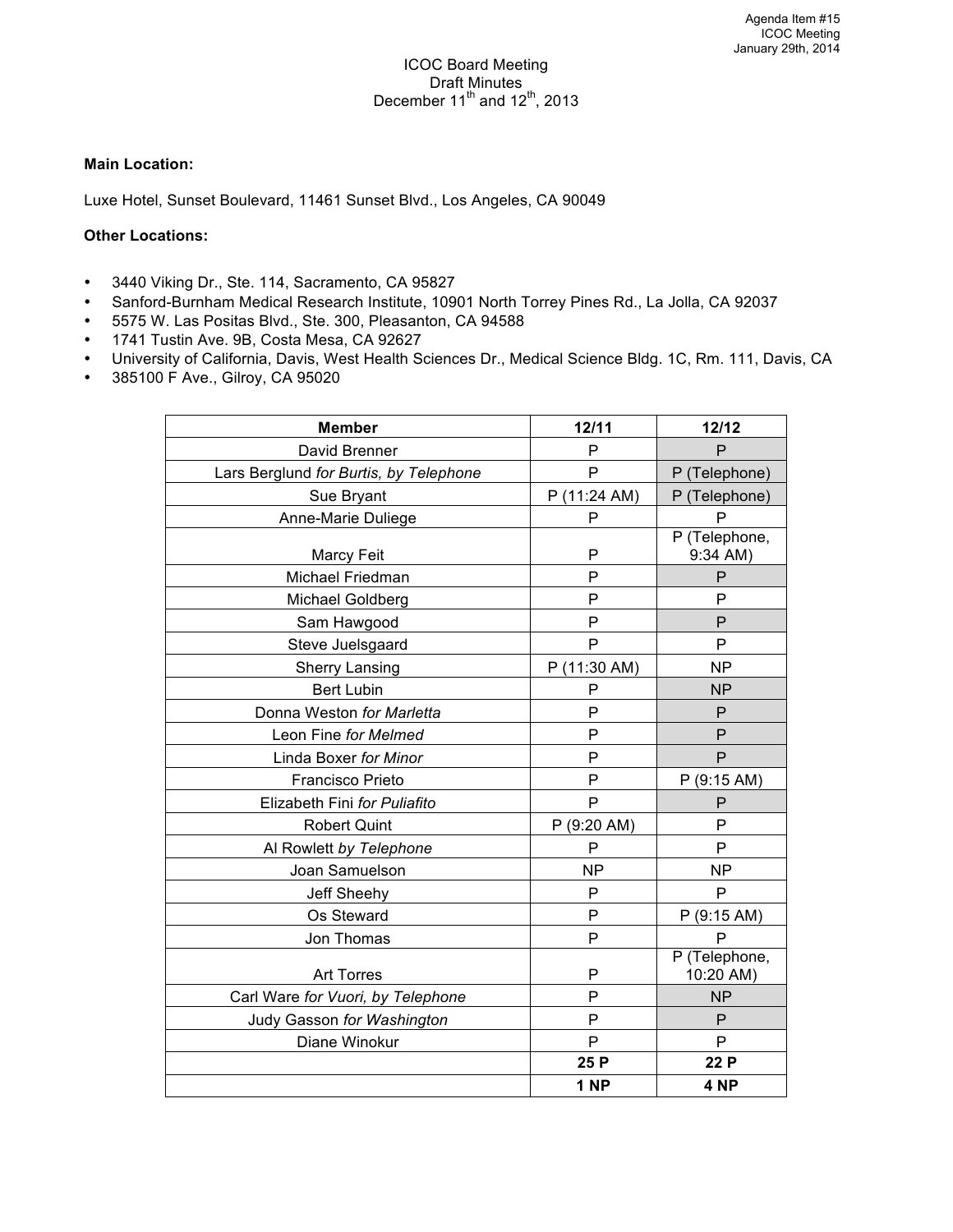Agenda Item #15
ICOC Meeting
January 29th, 2014

# ICOC Board Meeting
## Draft Minutes
## December 11th and 12th, 2013

**Main Location:**

Luxe Hotel, Sunset Boulevard, 11461 Sunset Blvd., Los Angeles, CA 90049

**Other Locations:**

- 3440 Viking Dr., Ste. 114, Sacramento, CA 95827
- Sanford-Burnham Medical Research Institute, 10901 North Torrey Pines Rd., La Jolla, CA 92037
- 5575 W. Las Positas Blvd., Ste. 300, Pleasanton, CA 94588
- 1741 Tustin Ave. 9B, Costa Mesa, CA 92627
- University of California, Davis, West Health Sciences Dr., Medical Science Bldg. 1C, Rm. 111, Davis, CA
- 385100 F Ave., Gilroy, CA 95020

| Member | 12/11 | 12/12 |
|---|---|---|
| David Brenner | P | P |
| Lars Berglund *for Burtis, by Telephone* | P | P (Telephone) |
| Sue Bryant | P (11:24 AM) | P (Telephone) |
| Anne-Marie Duliege | P | P |
| Marcy Feit | P | P (Telephone, 9:34 AM) |
| Michael Friedman | P | P |
| Michael Goldberg | P | P |
| Sam Hawgood | P | P |
| Steve Juelsgaard | P | P |
| Sherry Lansing | P (11:30 AM) | NP |
| Bert Lubin | P | NP |
| Donna Weston *for Marletta* | P | P |
| Leon Fine *for Melmed* | P | P |
| Linda Boxer *for Minor* | P | P |
| Francisco Prieto | P | P (9:15 AM) |
| Elizabeth Fini *for Puliafito* | P | P |
| Robert Quint | P (9:20 AM) | P |
| Al Rowlett *by Telephone* | P | P |
| Joan Samuelson | NP | NP |
| Jeff Sheehy | P | P |
| Os Steward | P | P (9:15 AM) |
| Jon Thomas | P | P |
| Art Torres | P | P (Telephone, 10:20 AM) |
| Carl Ware *for Vuori, by Telephone* | P | NP |
| Judy Gasson *for Washington* | P | P |
| Diane Winokur | P | P |
| | **25 P** | **22 P** |
| | **1 NP** | **4 NP** |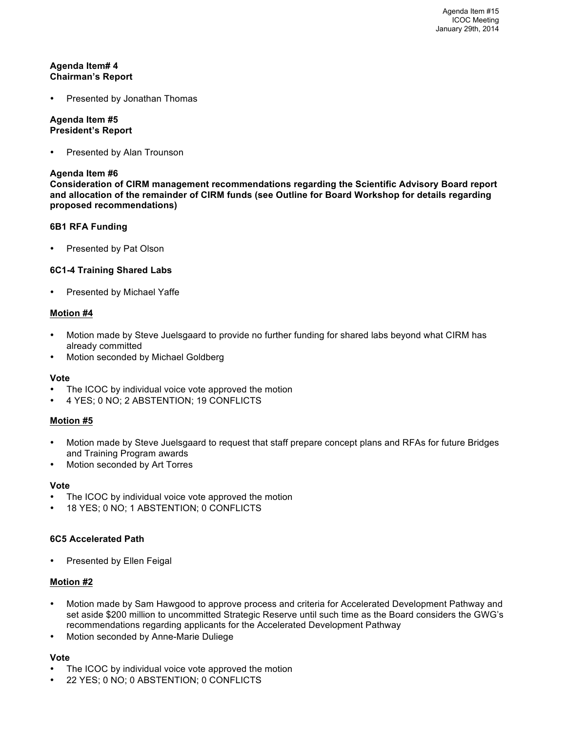**Agenda Item# 4**
**Chairman's Report**

- Presented by Jonathan Thomas

**Agenda Item #5**
**President's Report**

- Presented by Alan Trounson

**Agenda Item #6**
**Consideration of CIRM management recommendations regarding the Scientific Advisory Board report and allocation of the remainder of CIRM funds (see Outline for Board Workshop for details regarding proposed recommendations)**

**6B1 RFA Funding**

- Presented by Pat Olson

**6C1-4 Training Shared Labs**

- Presented by Michael Yaffe

**<u>Motion #4</u>**

- Motion made by Steve Juelsgaard to provide no further funding for shared labs beyond what CIRM has already committed
- Motion seconded by Michael Goldberg

**Vote**
- The ICOC by individual voice vote approved the motion
- 4 YES; 0 NO; 2 ABSTENTION; 19 CONFLICTS

**<u>Motion #5</u>**

- Motion made by Steve Juelsgaard to request that staff prepare concept plans and RFAs for future Bridges and Training Program awards
- Motion seconded by Art Torres

**Vote**
- The ICOC by individual voice vote approved the motion
- 18 YES; 0 NO; 1 ABSTENTION; 0 CONFLICTS

**6C5 Accelerated Path**

- Presented by Ellen Feigal

**<u>Motion #2</u>**

- Motion made by Sam Hawgood to approve process and criteria for Accelerated Development Pathway and set aside $200 million to uncommitted Strategic Reserve until such time as the Board considers the GWG's recommendations regarding applicants for the Accelerated Development Pathway
- Motion seconded by Anne-Marie Duliege

**Vote**
- The ICOC by individual voice vote approved the motion
- 22 YES; 0 NO; 0 ABSTENTION; 0 CONFLICTS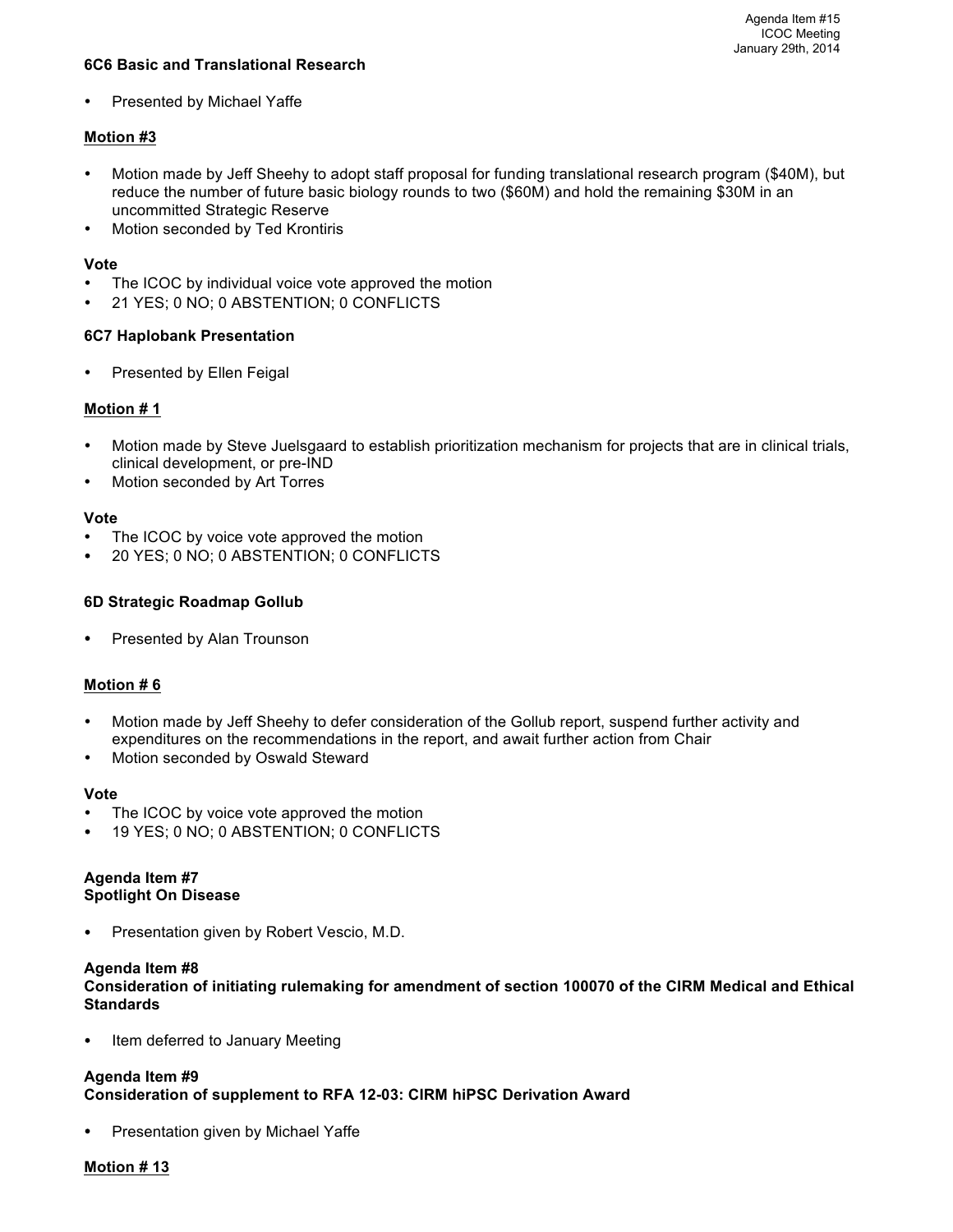**6C6 Basic and Translational Research**

- Presented by Michael Yaffe

**Motion #3**

- Motion made by Jeff Sheehy to adopt staff proposal for funding translational research program ($40M), but reduce the number of future basic biology rounds to two ($60M) and hold the remaining $30M in an uncommitted Strategic Reserve
- Motion seconded by Ted Krontiris

**Vote**

- The ICOC by individual voice vote approved the motion
- 21 YES; 0 NO; 0 ABSTENTION; 0 CONFLICTS

**6C7 Haplobank Presentation**

- Presented by Ellen Feigal

**Motion # 1**

- Motion made by Steve Juelsgaard to establish prioritization mechanism for projects that are in clinical trials, clinical development, or pre-IND
- Motion seconded by Art Torres

**Vote**

- The ICOC by voice vote approved the motion
- 20 YES; 0 NO; 0 ABSTENTION; 0 CONFLICTS

**6D Strategic Roadmap Gollub**

- Presented by Alan Trounson

**Motion # 6**

- Motion made by Jeff Sheehy to defer consideration of the Gollub report, suspend further activity and expenditures on the recommendations in the report, and await further action from Chair
- Motion seconded by Oswald Steward

**Vote**

- The ICOC by voice vote approved the motion
- 19 YES; 0 NO; 0 ABSTENTION; 0 CONFLICTS

**Agenda Item #7**
**Spotlight On Disease**

- Presentation given by Robert Vescio, M.D.

**Agenda Item #8**
**Consideration of initiating rulemaking for amendment of section 100070 of the CIRM Medical and Ethical Standards**

- Item deferred to January Meeting

**Agenda Item #9**
**Consideration of supplement to RFA 12-03: CIRM hiPSC Derivation Award**

- Presentation given by Michael Yaffe

**Motion # 13**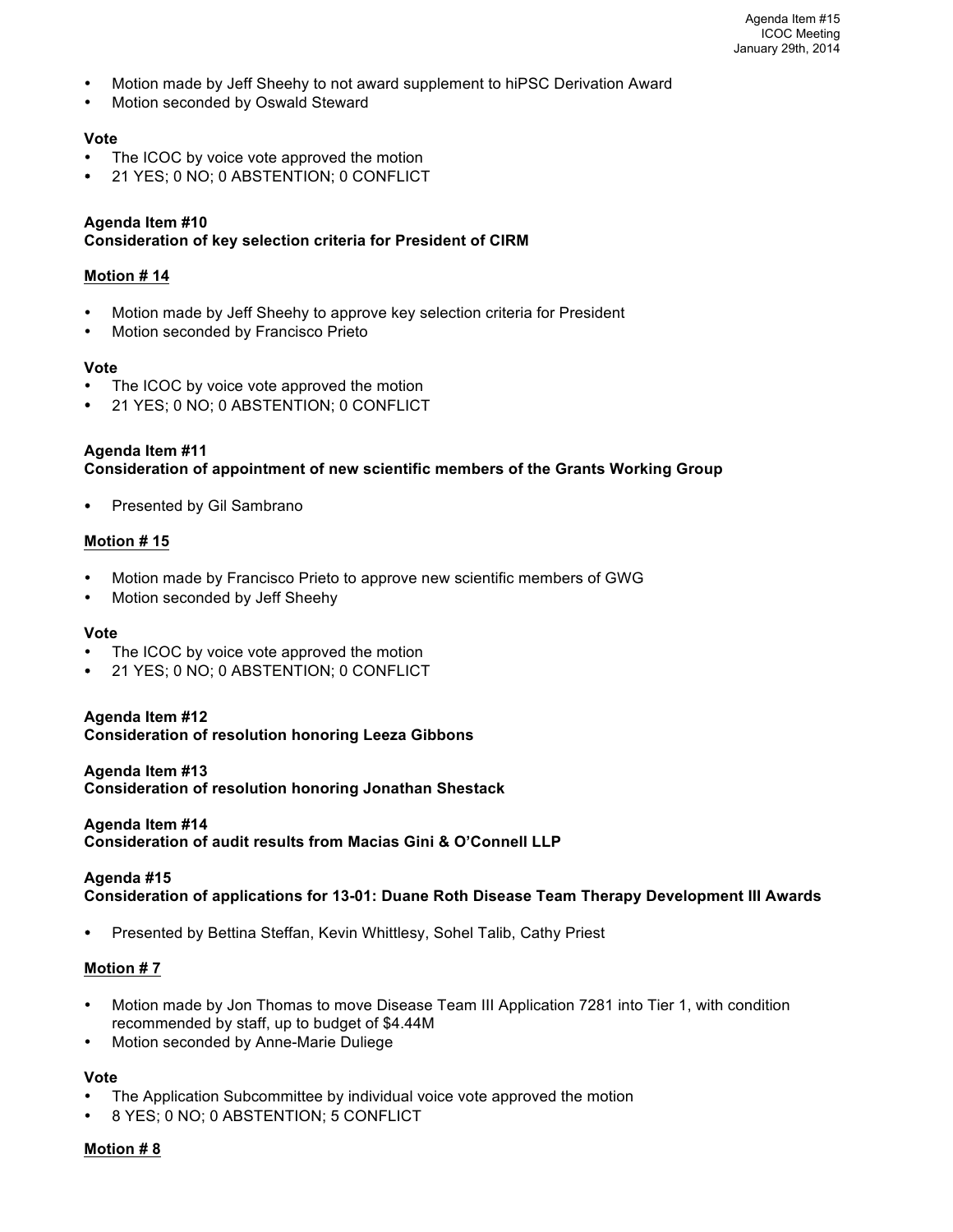- Motion made by Jeff Sheehy to not award supplement to hiPSC Derivation Award
- Motion seconded by Oswald Steward

**Vote**

- The ICOC by voice vote approved the motion
- 21 YES; 0 NO; 0 ABSTENTION; 0 CONFLICT

**Agenda Item #10**
**Consideration of key selection criteria for President of CIRM**

**Motion # 14**

- Motion made by Jeff Sheehy to approve key selection criteria for President
- Motion seconded by Francisco Prieto

**Vote**

- The ICOC by voice vote approved the motion
- 21 YES; 0 NO; 0 ABSTENTION; 0 CONFLICT

**Agenda Item #11**
**Consideration of appointment of new scientific members of the Grants Working Group**

- Presented by Gil Sambrano

**Motion # 15**

- Motion made by Francisco Prieto to approve new scientific members of GWG
- Motion seconded by Jeff Sheehy

**Vote**

- The ICOC by voice vote approved the motion
- 21 YES; 0 NO; 0 ABSTENTION; 0 CONFLICT

**Agenda Item #12**
**Consideration of resolution honoring Leeza Gibbons**

**Agenda Item #13**
**Consideration of resolution honoring Jonathan Shestack**

**Agenda Item #14**
**Consideration of audit results from Macias Gini & O'Connell LLP**

**Agenda #15**
**Consideration of applications for 13-01: Duane Roth Disease Team Therapy Development III Awards**

- Presented by Bettina Steffan, Kevin Whittlesy, Sohel Talib, Cathy Priest

**Motion # 7**

- Motion made by Jon Thomas to move Disease Team III Application 7281 into Tier 1, with condition recommended by staff, up to budget of $4.44M
- Motion seconded by Anne-Marie Duliege

**Vote**

- The Application Subcommittee by individual voice vote approved the motion
- 8 YES; 0 NO; 0 ABSTENTION; 5 CONFLICT

**Motion # 8**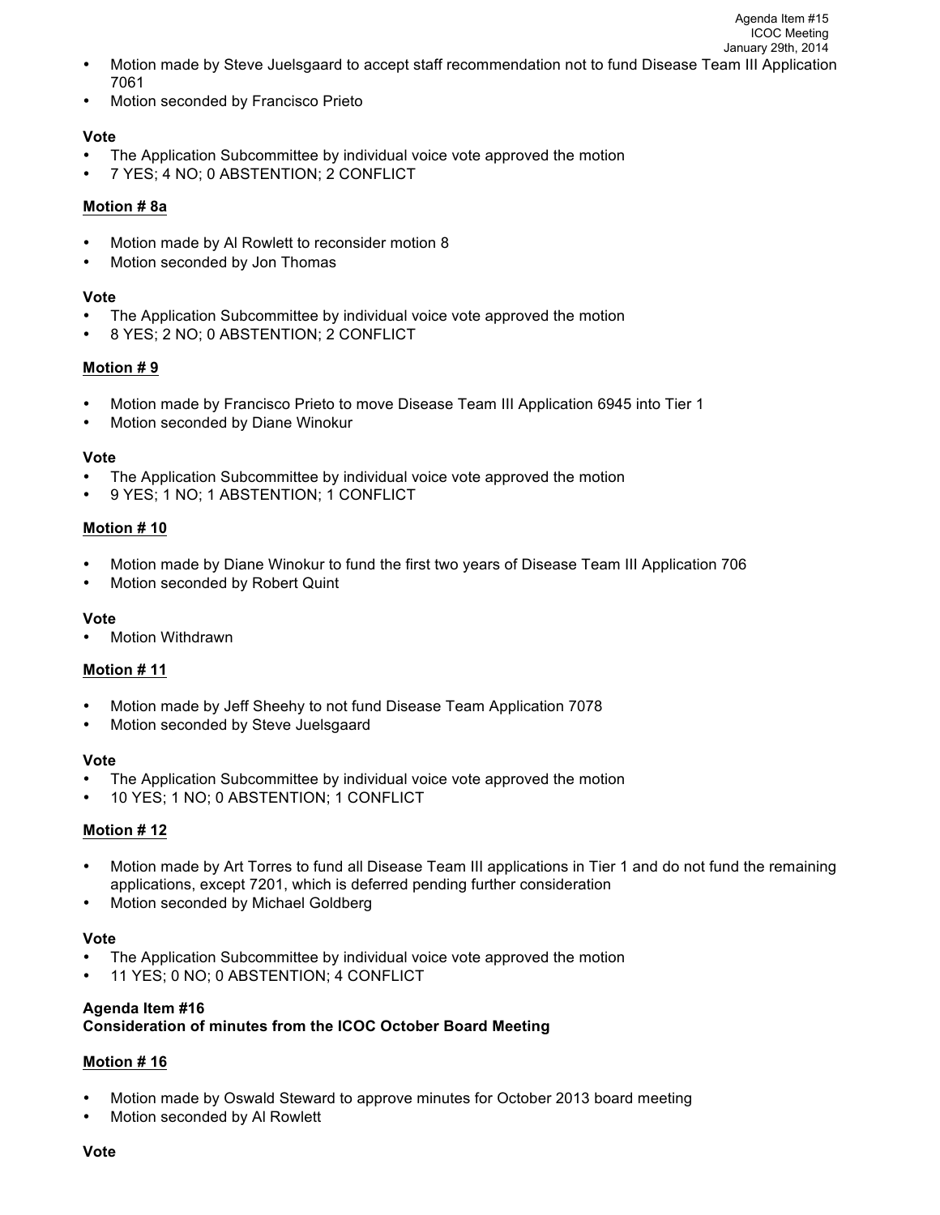- Motion made by Steve Juelsgaard to accept staff recommendation not to fund Disease Team III Application 7061
- Motion seconded by Francisco Prieto

**Vote**
- The Application Subcommittee by individual voice vote approved the motion
- 7 YES; 4 NO; 0 ABSTENTION; 2 CONFLICT

**Motion # 8a**

- Motion made by Al Rowlett to reconsider motion 8
- Motion seconded by Jon Thomas

**Vote**
- The Application Subcommittee by individual voice vote approved the motion
- 8 YES; 2 NO; 0 ABSTENTION; 2 CONFLICT

**Motion # 9**

- Motion made by Francisco Prieto to move Disease Team III Application 6945 into Tier 1
- Motion seconded by Diane Winokur

**Vote**
- The Application Subcommittee by individual voice vote approved the motion
- 9 YES; 1 NO; 1 ABSTENTION; 1 CONFLICT

**Motion # 10**

- Motion made by Diane Winokur to fund the first two years of Disease Team III Application 706
- Motion seconded by Robert Quint

**Vote**
- Motion Withdrawn

**Motion # 11**

- Motion made by Jeff Sheehy to not fund Disease Team Application 7078
- Motion seconded by Steve Juelsgaard

**Vote**
- The Application Subcommittee by individual voice vote approved the motion
- 10 YES; 1 NO; 0 ABSTENTION; 1 CONFLICT

**Motion # 12**

- Motion made by Art Torres to fund all Disease Team III applications in Tier 1 and do not fund the remaining applications, except 7201, which is deferred pending further consideration
- Motion seconded by Michael Goldberg

**Vote**
- The Application Subcommittee by individual voice vote approved the motion
- 11 YES; 0 NO; 0 ABSTENTION; 4 CONFLICT

**Agenda Item #16**
**Consideration of minutes from the ICOC October Board Meeting**

**Motion # 16**

- Motion made by Oswald Steward to approve minutes for October 2013 board meeting
- Motion seconded by Al Rowlett

**Vote**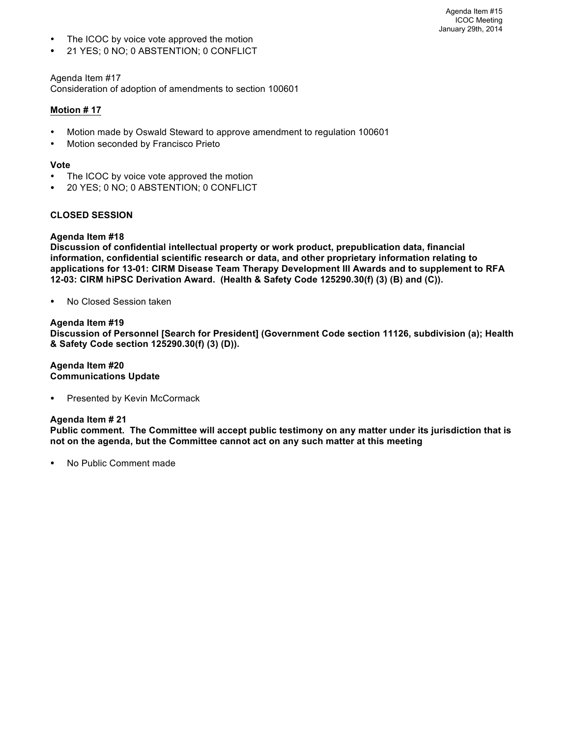- The ICOC by voice vote approved the motion
- 21 YES; 0 NO; 0 ABSTENTION; 0 CONFLICT

Agenda Item #17
Consideration of adoption of amendments to section 100601

**Motion # 17**

- Motion made by Oswald Steward to approve amendment to regulation 100601
- Motion seconded by Francisco Prieto

**Vote**

- The ICOC by voice vote approved the motion
- 20 YES; 0 NO; 0 ABSTENTION; 0 CONFLICT

**CLOSED SESSION**

**Agenda Item #18**
**Discussion of confidential intellectual property or work product, prepublication data, financial information, confidential scientific research or data, and other proprietary information relating to applications for 13-01: CIRM Disease Team Therapy Development III Awards and to supplement to RFA 12-03: CIRM hiPSC Derivation Award. (Health & Safety Code 125290.30(f) (3) (B) and (C)).**

- No Closed Session taken

**Agenda Item #19**
**Discussion of Personnel [Search for President] (Government Code section 11126, subdivision (a); Health & Safety Code section 125290.30(f) (3) (D)).**

**Agenda Item #20**
**Communications Update**

- Presented by Kevin McCormack

**Agenda Item # 21**
**Public comment. The Committee will accept public testimony on any matter under its jurisdiction that is not on the agenda, but the Committee cannot act on any such matter at this meeting**

- No Public Comment made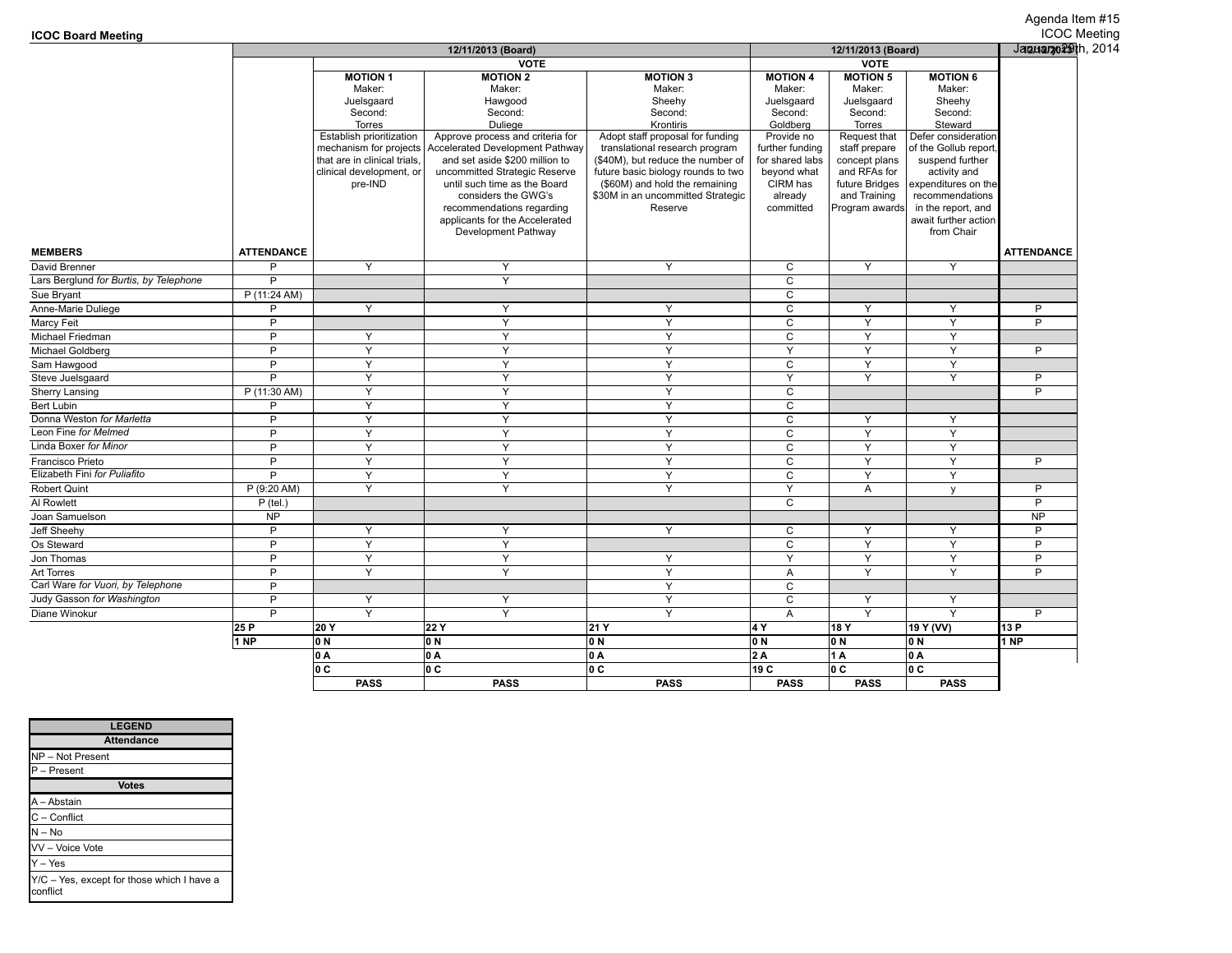## ICOC Board Meeting

Agenda Item #15
ICOC Meeting
January 29th, 2014

| | | 12/11/2013 (Board) | | | 12/11/2013 (Board) | | | |
|---|---|---|---|---|---|---|---|---|
| | | VOTE | | | VOTE | | | |
| | | **MOTION 1** Maker: Juelsgaard Second: Torres | **MOTION 2** Maker: Hawgood Second: Duliege | **MOTION 3** Maker: Sheehy Second: Krontiris | **MOTION 4** Maker: Juelsgaard Second: Goldberg | **MOTION 5** Maker: Juelsgaard Second: Torres | **MOTION 6** Maker: Sheehy Second: Steward | |
| | | Establish prioritization mechanism for projects that are in clinical trials, clinical development, or pre-IND | Approve process and criteria for Accelerated Development Pathway and set aside $200 million to uncommitted Strategic Reserve until such time as the Board considers the GWG's recommendations regarding applicants for the Accelerated Development Pathway | Adopt staff proposal for funding translational research program ($40M), but reduce the number of future basic biology rounds to two ($60M) and hold the remaining $30M in an uncommitted Strategic Reserve | Provide no further funding for shared labs beyond what CIRM has already committed | Request that staff prepare concept plans and RFAs for future Bridges and Training Program awards | Defer consideration of the Gollub report, suspend further activity and expenditures on the recommendations in the report, and await further action from Chair | |
| **MEMBERS** | **ATTENDANCE** | | | | | | | **ATTENDANCE** |
| David Brenner | P | Y | Y | Y | C | Y | Y | |
| Lars Berglund *for Burtis, by Telephone* | P | | Y | | C | | | |
| Sue Bryant | P (11:24 AM) | | | | C | | | |
| Anne-Marie Duliege | P | Y | Y | Y | C | Y | Y | P |
| Marcy Feit | P | | Y | Y | C | Y | Y | P |
| Michael Friedman | P | Y | Y | Y | C | Y | Y | |
| Michael Goldberg | P | Y | Y | Y | Y | Y | Y | P |
| Sam Hawgood | P | Y | Y | Y | C | Y | Y | |
| Steve Juelsgaard | P | Y | Y | Y | Y | Y | Y | P |
| Sherry Lansing | P (11:30 AM) | Y | Y | Y | C | | | P |
| Bert Lubin | P | Y | Y | Y | C | | | |
| Donna Weston *for Marletta* | P | Y | Y | Y | C | Y | Y | |
| Leon Fine *for Melmed* | P | Y | Y | Y | C | Y | Y | |
| Linda Boxer *for Minor* | P | Y | Y | Y | C | Y | Y | |
| Francisco Prieto | P | Y | Y | Y | C | Y | Y | P |
| Elizabeth Fini *for Puliafito* | P | Y | Y | Y | C | Y | Y | |
| Robert Quint | P (9:20 AM) | Y | Y | Y | Y | A | y | P |
| Al Rowlett | P (tel.) | | | | C | | | P |
| Joan Samuelson | NP | | | | | | | NP |
| Jeff Sheehy | P | Y | Y | Y | C | Y | Y | P |
| Os Steward | P | Y | Y | | C | Y | Y | P |
| Jon Thomas | P | Y | Y | Y | Y | Y | Y | P |
| Art Torres | P | Y | Y | Y | A | Y | Y | P |
| Carl Ware *for Vuori, by Telephone* | P | | | Y | C | | | |
| Judy Gasson *for Washington* | P | Y | Y | Y | C | Y | Y | |
| Diane Winokur | P | Y | Y | Y | A | Y | Y | P |
| | **25 P** | **20 Y** | **22 Y** | **21 Y** | **4 Y** | **18 Y** | **19 Y (VV)** | **13 P** |
| | **1 NP** | **0 N** | **0 N** | **0 N** | **0 N** | **0 N** | **0 N** | **1 NP** |
| | | **0 A** | **0 A** | **0 A** | **2 A** | **1 A** | **0 A** | |
| | | **0 C** | **0 C** | **0 C** | **19 C** | **0 C** | **0 C** | |
| | | **PASS** | **PASS** | **PASS** | **PASS** | **PASS** | **PASS** | |

| LEGEND |
|---|
| **Attendance** |
| NP – Not Present |
| P – Present |
| **Votes** |
| A – Abstain |
| C – Conflict |
| N – No |
| VV – Voice Vote |
| Y – Yes |
| Y/C – Yes, except for those which I have a conflict |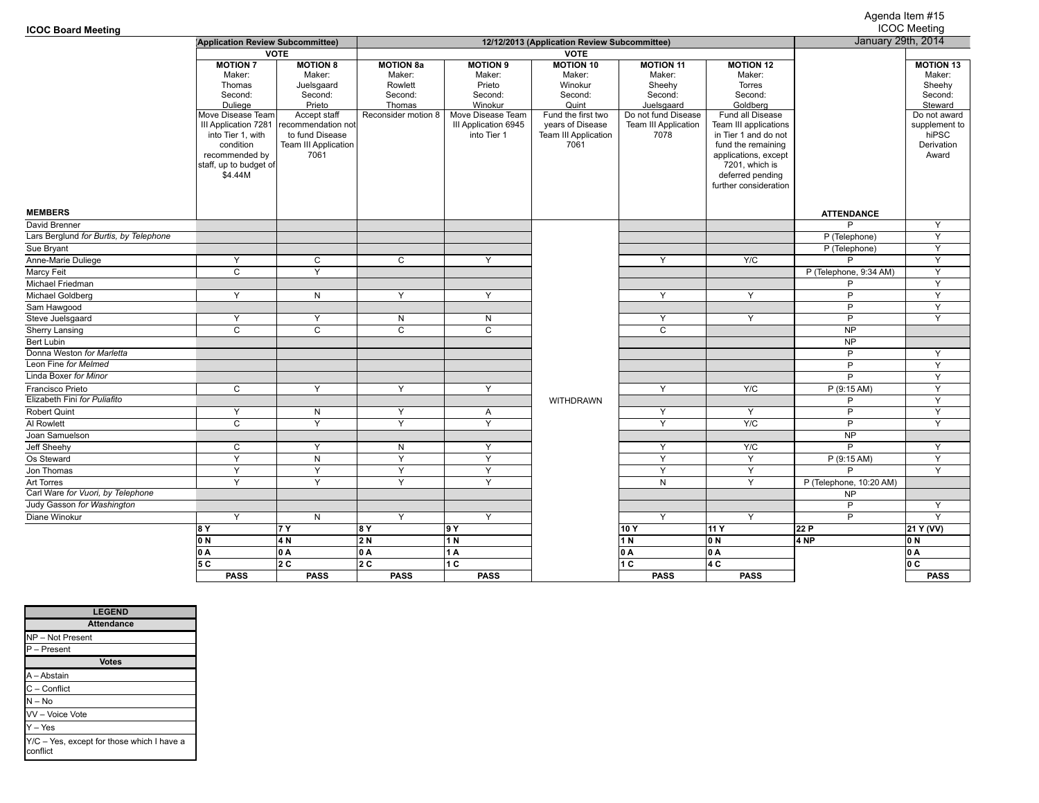**ICOC Board Meeting**

Agenda Item #15
ICOC Meeting
January 29th, 2014

| | (Application Review Subcommittee) VOTE | | 12/12/2013 (Application Review Subcommittee) VOTE | | | | | | |
|---|---|---|---|---|---|---|---|---|---|
| | **MOTION 7** Maker: Thomas Second: Duliege | **MOTION 8** Maker: Juelsgaard Second: Prieto | **MOTION 8a** Maker: Rowlett Second: Thomas | **MOTION 9** Maker: Prieto Second: Winokur | **MOTION 10** Maker: Winokur Second: Quint | **MOTION 11** Maker: Sheehy Second: Juelsgaard | **MOTION 12** Maker: Torres Second: Goldberg | | **MOTION 13** Maker: Sheehy Second: Steward |
| | Move Disease Team III Application 7281 into Tier 1, with condition recommended by staff, up to budget of $4.44M | Accept staff recommendation not to fund Disease Team III Application 7061 | Reconsider motion 8 | Move Disease Team III Application 6945 into Tier 1 | Fund the first two years of Disease Team III Application 7061 | Do not fund Disease Team III Application 7078 | Fund all Disease Team III applications in Tier 1 and do not fund the remaining applications, except 7201, which is deferred pending further consideration | | Do not award supplement to hiPSC Derivation Award |
| **MEMBERS** | | | | | | | | **ATTENDANCE** | |
| David Brenner | | | | | | | | P | Y |
| Lars Berglund *for Burtis, by Telephone* | | | | | | | | P (Telephone) | Y |
| Sue Bryant | | | | | | | | P (Telephone) | Y |
| Anne-Marie Duliege | Y | C | C | Y | | Y | Y/C | P | Y |
| Marcy Feit | C | Y | | | | | | P (Telephone, 9:34 AM) | Y |
| Michael Friedman | | | | | | | | P | Y |
| Michael Goldberg | Y | N | Y | Y | | Y | Y | P | Y |
| Sam Hawgood | | | | | | | | P | Y |
| Steve Juelsgaard | Y | Y | N | N | | Y | Y | P | Y |
| Sherry Lansing | C | C | C | C | | C | | NP | |
| Bert Lubin | | | | | | | | NP | |
| Donna Weston *for Marletta* | | | | | | | | P | Y |
| Leon Fine *for Melmed* | | | | | | | | P | Y |
| Linda Boxer *for Minor* | | | | | | | | P | Y |
| Francisco Prieto | C | Y | Y | Y | | Y | Y/C | P (9:15 AM) | Y |
| Elizabeth Fini *for Puliafito* | | | | | WITHDRAWN | | | P | Y |
| Robert Quint | Y | N | Y | A | | Y | Y | P | Y |
| Al Rowlett | C | Y | Y | Y | | Y | Y/C | P | Y |
| Joan Samuelson | | | | | | | | NP | |
| Jeff Sheehy | C | Y | N | Y | | Y | Y/C | P | Y |
| Os Steward | Y | N | Y | Y | | Y | Y | P (9:15 AM) | Y |
| Jon Thomas | Y | Y | Y | Y | | Y | Y | P | Y |
| Art Torres | Y | Y | Y | Y | | N | Y | P (Telephone, 10:20 AM) | |
| Carl Ware *for Vuori, by Telephone* | | | | | | | | NP | |
| Judy Gasson *for Washington* | | | | | | | | P | Y |
| Diane Winokur | Y | N | Y | Y | | Y | Y | P | Y |
| | **8 Y** | **7 Y** | **8 Y** | **9 Y** | | **10 Y** | **11 Y** | **22 P** | **21 Y (VV)** |
| | **0 N** | **4 N** | **2 N** | **1 N** | | **1 N** | **0 N** | **4 NP** | **0 N** |
| | **0 A** | **0 A** | **0 A** | **1 A** | | **0 A** | **0 A** | | **0 A** |
| | **5 C** | **2 C** | **2 C** | **1 C** | | **1 C** | **4 C** | | **0 C** |
| | **PASS** | **PASS** | **PASS** | **PASS** | | **PASS** | **PASS** | | **PASS** |

| LEGEND |
|---|
| **Attendance** |
| NP – Not Present |
| P – Present |
| **Votes** |
| A – Abstain |
| C – Conflict |
| N – No |
| VV – Voice Vote |
| Y – Yes |
| Y/C – Yes, except for those which I have a conflict |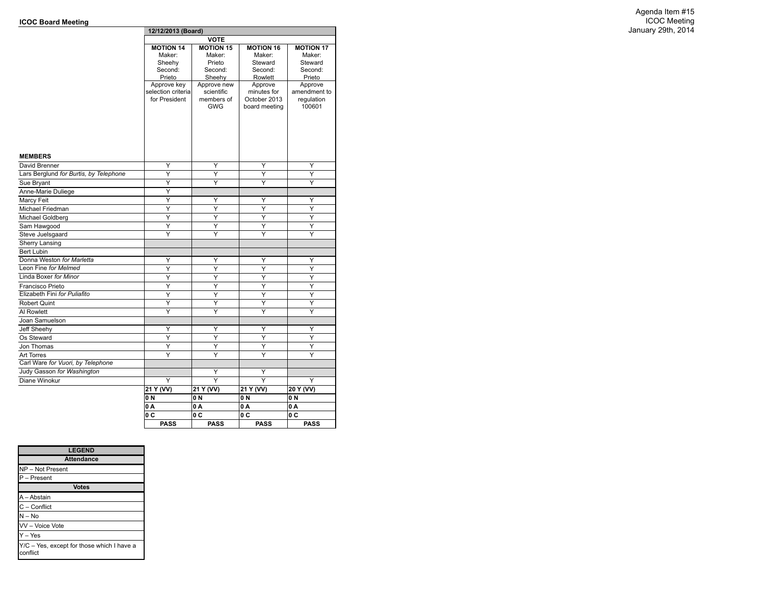Agenda Item #15
ICOC Meeting
January 29th, 2014

**ICOC Board Meeting**

| | 12/12/2013 (Board) | | | |
|---|---|---|---|---|
| | VOTE | | | |
| | **MOTION 14** Maker: Sheehy Second: Prieto | **MOTION 15** Maker: Prieto Second: Sheehy | **MOTION 16** Maker: Steward Second: Rowlett | **MOTION 17** Maker: Steward Second: Prieto |
| **MEMBERS** | Approve key selection criteria for President | Approve new scientific members of GWG | Approve minutes for October 2013 board meeting | Approve amendment to regulation 100601 |
| David Brenner | Y | Y | Y | Y |
| Lars Berglund *for Burtis, by Telephone* | Y | Y | Y | Y |
| Sue Bryant | Y | Y | Y | Y |
| Anne-Marie Duliege | Y | | | |
| Marcy Feit | Y | Y | Y | Y |
| Michael Friedman | Y | Y | Y | Y |
| Michael Goldberg | Y | Y | Y | Y |
| Sam Hawgood | Y | Y | Y | Y |
| Steve Juelsgaard | Y | Y | Y | Y |
| Sherry Lansing | | | | |
| Bert Lubin | | | | |
| Donna Weston *for Marletta* | Y | Y | Y | Y |
| Leon Fine *for Melmed* | Y | Y | Y | Y |
| Linda Boxer *for Minor* | Y | Y | Y | Y |
| Francisco Prieto | Y | Y | Y | Y |
| Elizabeth Fini *for Puliafito* | Y | Y | Y | Y |
| Robert Quint | Y | Y | Y | Y |
| Al Rowlett | Y | Y | Y | Y |
| Joan Samuelson | | | | |
| Jeff Sheehy | Y | Y | Y | Y |
| Os Steward | Y | Y | Y | Y |
| Jon Thomas | Y | Y | Y | Y |
| Art Torres | Y | Y | Y | Y |
| Carl Ware *for Vuori, by Telephone* | | | | |
| Judy Gasson *for Washington* | | Y | Y | |
| Diane Winokur | Y | Y | Y | Y |
| | **21 Y (VV)** | **21 Y (VV)** | **21 Y (VV)** | **20 Y (VV)** |
| | **0 N** | **0 N** | **0 N** | **0 N** |
| | **0 A** | **0 A** | **0 A** | **0 A** |
| | **0 C** | **0 C** | **0 C** | **0 C** |
| | **PASS** | **PASS** | **PASS** | **PASS** |

| LEGEND |
|---|
| **Attendance** |
| NP – Not Present |
| P – Present |
| **Votes** |
| A – Abstain |
| C – Conflict |
| N – No |
| VV – Voice Vote |
| Y – Yes |
| Y/C – Yes, except for those which I have a conflict |